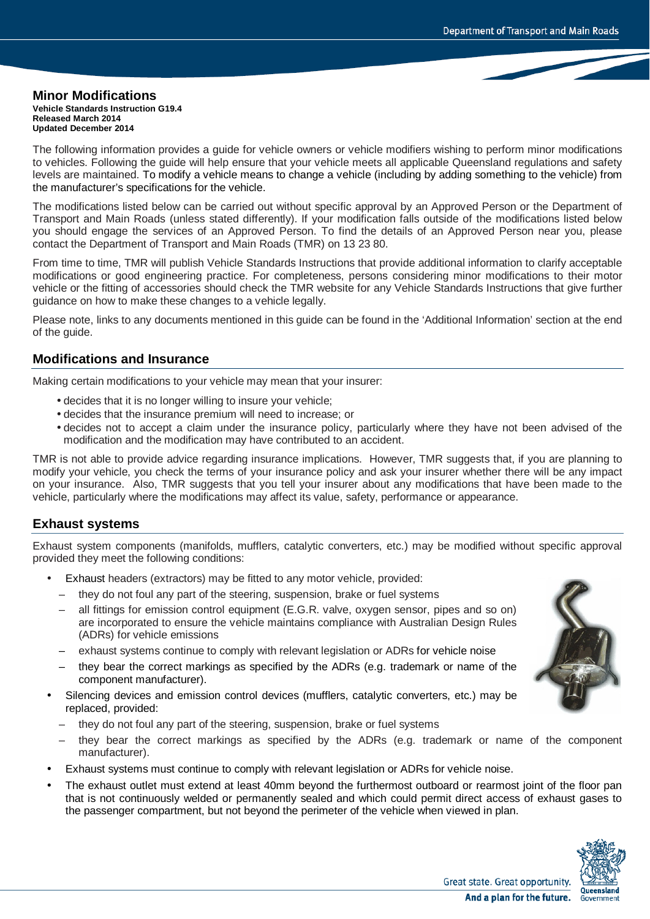# Minor Modifications

**Vehicle Standards Instruction G19.4**
**Released March 2014**
**Updated December 2014**

The following information provides a guide for vehicle owners or vehicle modifiers wishing to perform minor modifications to vehicles. Following the guide will help ensure that your vehicle meets all applicable Queensland regulations and safety levels are maintained. To modify a vehicle means to change a vehicle (including by adding something to the vehicle) from the manufacturer's specifications for the vehicle.

The modifications listed below can be carried out without specific approval by an Approved Person or the Department of Transport and Main Roads (unless stated differently). If your modification falls outside of the modifications listed below you should engage the services of an Approved Person. To find the details of an Approved Person near you, please contact the Department of Transport and Main Roads (TMR) on 13 23 80.

From time to time, TMR will publish Vehicle Standards Instructions that provide additional information to clarify acceptable modifications or good engineering practice. For completeness, persons considering minor modifications to their motor vehicle or the fitting of accessories should check the TMR website for any Vehicle Standards Instructions that give further guidance on how to make these changes to a vehicle legally.

Please note, links to any documents mentioned in this guide can be found in the 'Additional Information' section at the end of the guide.

## Modifications and Insurance

Making certain modifications to your vehicle may mean that your insurer:

- decides that it is no longer willing to insure your vehicle;
- decides that the insurance premium will need to increase; or
- decides not to accept a claim under the insurance policy, particularly where they have not been advised of the modification and the modification may have contributed to an accident.

TMR is not able to provide advice regarding insurance implications. However, TMR suggests that, if you are planning to modify your vehicle, you check the terms of your insurance policy and ask your insurer whether there will be any impact on your insurance. Also, TMR suggests that you tell your insurer about any modifications that have been made to the vehicle, particularly where the modifications may affect its value, safety, performance or appearance.

## Exhaust systems

Exhaust system components (manifolds, mufflers, catalytic converters, etc.) may be modified without specific approval provided they meet the following conditions:

- Exhaust headers (extractors) may be fitted to any motor vehicle, provided:
  - they do not foul any part of the steering, suspension, brake or fuel systems
  - all fittings for emission control equipment (E.G.R. valve, oxygen sensor, pipes and so on) are incorporated to ensure the vehicle maintains compliance with Australian Design Rules (ADRs) for vehicle emissions
  - exhaust systems continue to comply with relevant legislation or ADRs for vehicle noise
  - they bear the correct markings as specified by the ADRs (e.g. trademark or name of the component manufacturer).
- Silencing devices and emission control devices (mufflers, catalytic converters, etc.) may be replaced, provided:
  - they do not foul any part of the steering, suspension, brake or fuel systems
  - they bear the correct markings as specified by the ADRs (e.g. trademark or name of the component manufacturer).
- Exhaust systems must continue to comply with relevant legislation or ADRs for vehicle noise.
- The exhaust outlet must extend at least 40mm beyond the furthermost outboard or rearmost joint of the floor pan that is not continuously welded or permanently sealed and which could permit direct access of exhaust gases to the passenger compartment, but not beyond the perimeter of the vehicle when viewed in plan.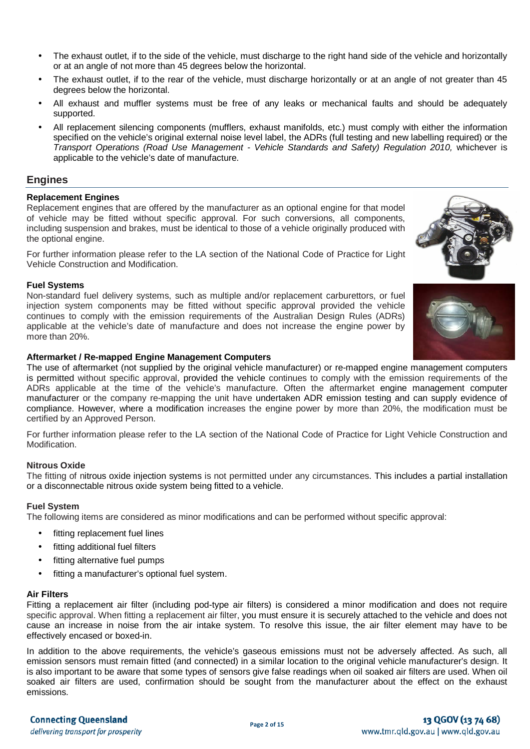- The exhaust outlet, if to the side of the vehicle, must discharge to the right hand side of the vehicle and horizontally or at an angle of not more than 45 degrees below the horizontal.
- The exhaust outlet, if to the rear of the vehicle, must discharge horizontally or at an angle of not greater than 45 degrees below the horizontal.
- All exhaust and muffler systems must be free of any leaks or mechanical faults and should be adequately supported.
- All replacement silencing components (mufflers, exhaust manifolds, etc.) must comply with either the information specified on the vehicle's original external noise level label, the ADRs (full testing and new labelling required) or the *Transport Operations (Road Use Management - Vehicle Standards and Safety) Regulation 2010,* whichever is applicable to the vehicle's date of manufacture.

## Engines

### Replacement Engines

Replacement engines that are offered by the manufacturer as an optional engine for that model of vehicle may be fitted without specific approval. For such conversions, all components, including suspension and brakes, must be identical to those of a vehicle originally produced with the optional engine.

For further information please refer to the LA section of the National Code of Practice for Light Vehicle Construction and Modification.

### Fuel Systems

Non-standard fuel delivery systems, such as multiple and/or replacement carburettors, or fuel injection system components may be fitted without specific approval provided the vehicle continues to comply with the emission requirements of the Australian Design Rules (ADRs) applicable at the vehicle's date of manufacture and does not increase the engine power by more than 20%.

### Aftermarket / Re-mapped Engine Management Computers

The use of aftermarket (not supplied by the original vehicle manufacturer) or re-mapped engine management computers is permitted without specific approval, provided the vehicle continues to comply with the emission requirements of the ADRs applicable at the time of the vehicle's manufacture. Often the aftermarket engine management computer manufacturer or the company re-mapping the unit have undertaken ADR emission testing and can supply evidence of compliance. However, where a modification increases the engine power by more than 20%, the modification must be certified by an Approved Person.

For further information please refer to the LA section of the National Code of Practice for Light Vehicle Construction and Modification.

### Nitrous Oxide

The fitting of nitrous oxide injection systems is not permitted under any circumstances. This includes a partial installation or a disconnectable nitrous oxide system being fitted to a vehicle.

### Fuel System

The following items are considered as minor modifications and can be performed without specific approval:

- fitting replacement fuel lines
- fitting additional fuel filters
- fitting alternative fuel pumps
- fitting a manufacturer's optional fuel system.

### Air Filters

Fitting a replacement air filter (including pod-type air filters) is considered a minor modification and does not require specific approval. When fitting a replacement air filter, you must ensure it is securely attached to the vehicle and does not cause an increase in noise from the air intake system. To resolve this issue, the air filter element may have to be effectively encased or boxed-in.

In addition to the above requirements, the vehicle's gaseous emissions must not be adversely affected. As such, all emission sensors must remain fitted (and connected) in a similar location to the original vehicle manufacturer's design. It is also important to be aware that some types of sensors give false readings when oil soaked air filters are used. When oil soaked air filters are used, confirmation should be sought from the manufacturer about the effect on the exhaust emissions.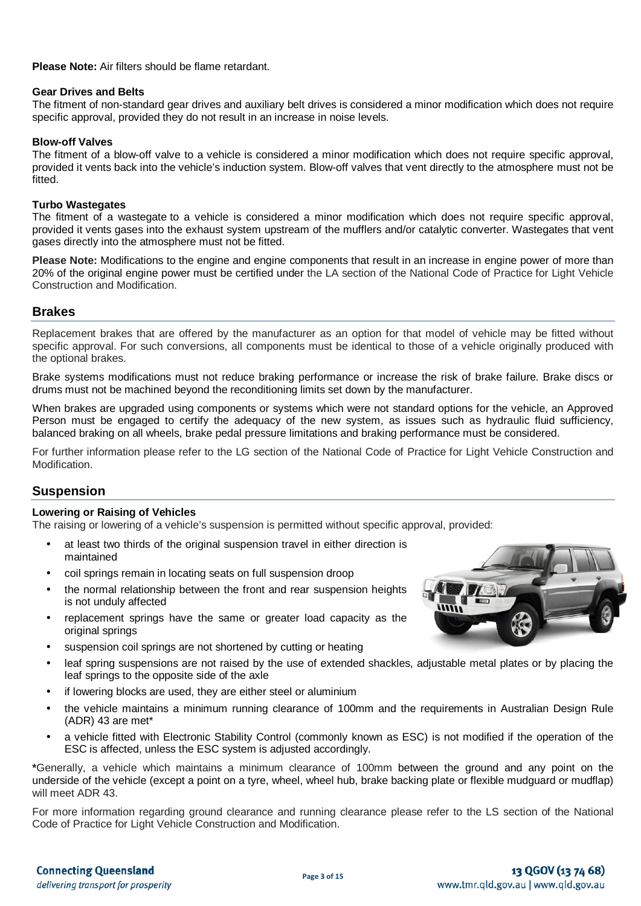**Please Note:** Air filters should be flame retardant.

### Gear Drives and Belts

The fitment of non-standard gear drives and auxiliary belt drives is considered a minor modification which does not require specific approval, provided they do not result in an increase in noise levels.

### Blow-off Valves

The fitment of a blow-off valve to a vehicle is considered a minor modification which does not require specific approval, provided it vents back into the vehicle's induction system. Blow-off valves that vent directly to the atmosphere must not be fitted.

### Turbo Wastegates

The fitment of a wastegate to a vehicle is considered a minor modification which does not require specific approval, provided it vents gases into the exhaust system upstream of the mufflers and/or catalytic converter. Wastegates that vent gases directly into the atmosphere must not be fitted.

**Please Note:** Modifications to the engine and engine components that result in an increase in engine power of more than 20% of the original engine power must be certified under the LA section of the National Code of Practice for Light Vehicle Construction and Modification.

## Brakes

Replacement brakes that are offered by the manufacturer as an option for that model of vehicle may be fitted without specific approval. For such conversions, all components must be identical to those of a vehicle originally produced with the optional brakes.

Brake systems modifications must not reduce braking performance or increase the risk of brake failure. Brake discs or drums must not be machined beyond the reconditioning limits set down by the manufacturer.

When brakes are upgraded using components or systems which were not standard options for the vehicle, an Approved Person must be engaged to certify the adequacy of the new system, as issues such as hydraulic fluid sufficiency, balanced braking on all wheels, brake pedal pressure limitations and braking performance must be considered.

For further information please refer to the LG section of the National Code of Practice for Light Vehicle Construction and Modification.

## Suspension

### Lowering or Raising of Vehicles

The raising or lowering of a vehicle's suspension is permitted without specific approval, provided:

- at least two thirds of the original suspension travel in either direction is maintained
- coil springs remain in locating seats on full suspension droop
- the normal relationship between the front and rear suspension heights is not unduly affected
- replacement springs have the same or greater load capacity as the original springs
- suspension coil springs are not shortened by cutting or heating
- leaf spring suspensions are not raised by the use of extended shackles, adjustable metal plates or by placing the leaf springs to the opposite side of the axle
- if lowering blocks are used, they are either steel or aluminium
- the vehicle maintains a minimum running clearance of 100mm and the requirements in Australian Design Rule (ADR) 43 are met*
- a vehicle fitted with Electronic Stability Control (commonly known as ESC) is not modified if the operation of the ESC is affected, unless the ESC system is adjusted accordingly.

***Generally, a vehicle which maintains a minimum clearance of 100mm between the ground and any point on the underside of the vehicle (except a point on a tyre, wheel, wheel hub, brake backing plate or flexible mudguard or mudflap) will meet ADR 43.

For more information regarding ground clearance and running clearance please refer to the LS section of the National Code of Practice for Light Vehicle Construction and Modification.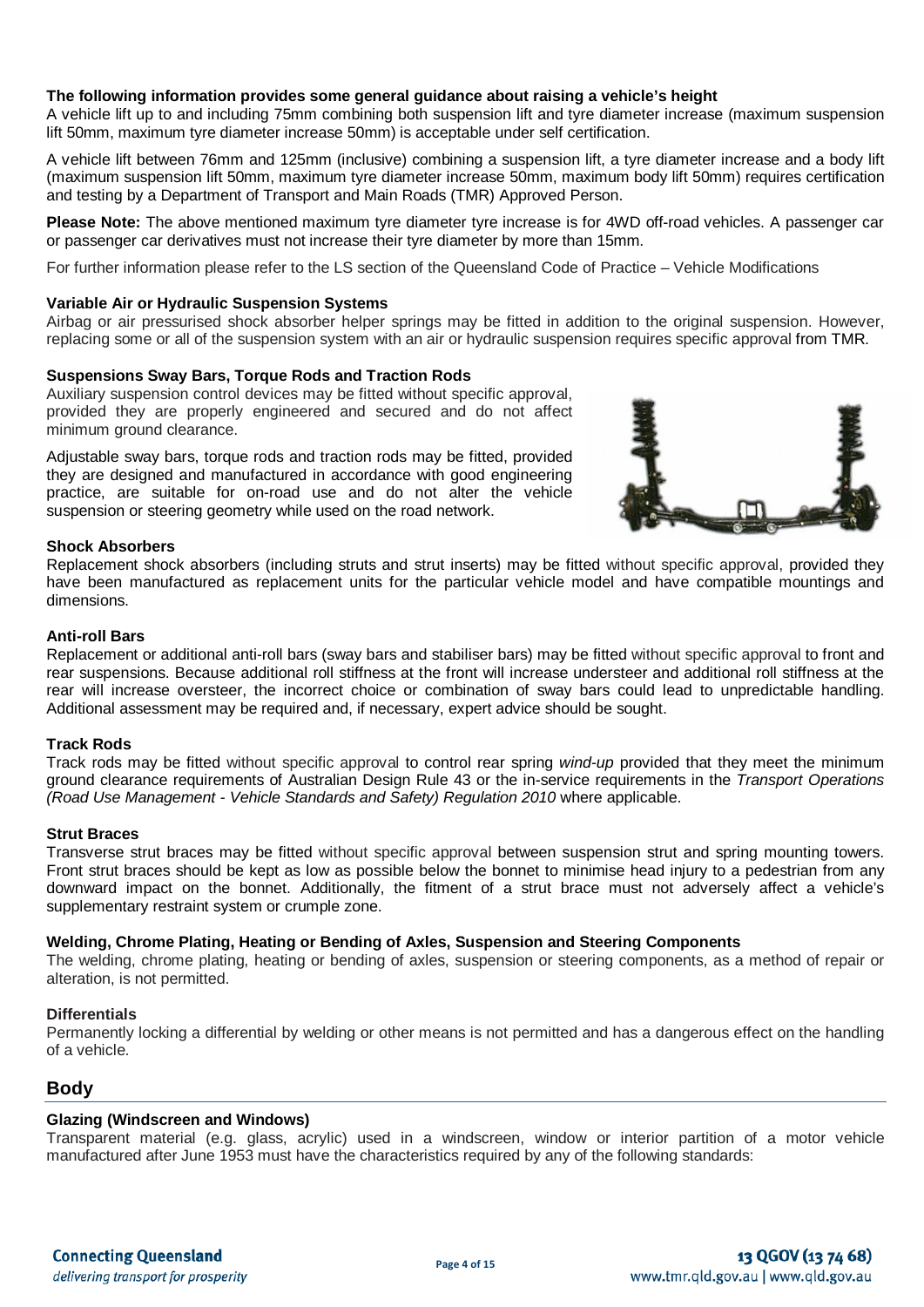**The following information provides some general guidance about raising a vehicle's height**

A vehicle lift up to and including 75mm combining both suspension lift and tyre diameter increase (maximum suspension lift 50mm, maximum tyre diameter increase 50mm) is acceptable under self certification.

A vehicle lift between 76mm and 125mm (inclusive) combining a suspension lift, a tyre diameter increase and a body lift (maximum suspension lift 50mm, maximum tyre diameter increase 50mm, maximum body lift 50mm) requires certification and testing by a Department of Transport and Main Roads (TMR) Approved Person.

**Please Note:** The above mentioned maximum tyre diameter tyre increase is for 4WD off-road vehicles. A passenger car or passenger car derivatives must not increase their tyre diameter by more than 15mm.

For further information please refer to the LS section of the Queensland Code of Practice – Vehicle Modifications

#### Variable Air or Hydraulic Suspension Systems

Airbag or air pressurised shock absorber helper springs may be fitted in addition to the original suspension. However, replacing some or all of the suspension system with an air or hydraulic suspension requires specific approval from TMR.

#### Suspensions Sway Bars, Torque Rods and Traction Rods

Auxiliary suspension control devices may be fitted without specific approval, provided they are properly engineered and secured and do not affect minimum ground clearance.

Adjustable sway bars, torque rods and traction rods may be fitted, provided they are designed and manufactured in accordance with good engineering practice, are suitable for on-road use and do not alter the vehicle suspension or steering geometry while used on the road network.

#### Shock Absorbers

Replacement shock absorbers (including struts and strut inserts) may be fitted without specific approval, provided they have been manufactured as replacement units for the particular vehicle model and have compatible mountings and dimensions.

#### Anti-roll Bars

Replacement or additional anti-roll bars (sway bars and stabiliser bars) may be fitted without specific approval to front and rear suspensions. Because additional roll stiffness at the front will increase understeer and additional roll stiffness at the rear will increase oversteer, the incorrect choice or combination of sway bars could lead to unpredictable handling. Additional assessment may be required and, if necessary, expert advice should be sought.

#### Track Rods

Track rods may be fitted without specific approval to control rear spring *wind-up* provided that they meet the minimum ground clearance requirements of Australian Design Rule 43 or the in-service requirements in the *Transport Operations (Road Use Management - Vehicle Standards and Safety) Regulation 2010* where applicable.

#### Strut Braces

Transverse strut braces may be fitted without specific approval between suspension strut and spring mounting towers. Front strut braces should be kept as low as possible below the bonnet to minimise head injury to a pedestrian from any downward impact on the bonnet. Additionally, the fitment of a strut brace must not adversely affect a vehicle's supplementary restraint system or crumple zone.

#### Welding, Chrome Plating, Heating or Bending of Axles, Suspension and Steering Components

The welding, chrome plating, heating or bending of axles, suspension or steering components, as a method of repair or alteration, is not permitted.

#### Differentials

Permanently locking a differential by welding or other means is not permitted and has a dangerous effect on the handling of a vehicle.

## Body

#### Glazing (Windscreen and Windows)

Transparent material (e.g. glass, acrylic) used in a windscreen, window or interior partition of a motor vehicle manufactured after June 1953 must have the characteristics required by any of the following standards: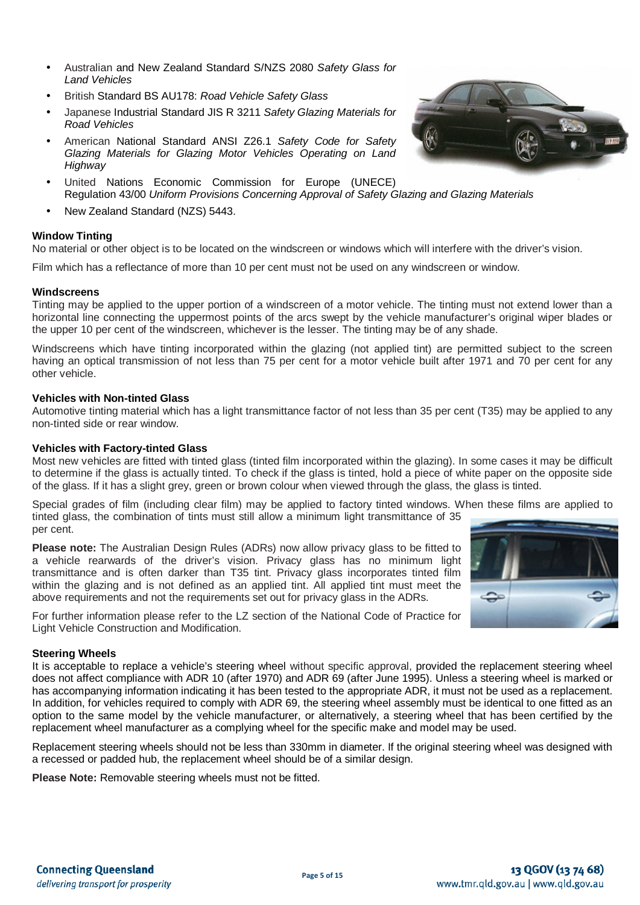- Australian and New Zealand Standard S/NZS 2080 *Safety Glass for Land Vehicles*
- British Standard BS AU178: *Road Vehicle Safety Glass*
- Japanese Industrial Standard JIS R 3211 *Safety Glazing Materials for Road Vehicles*
- American National Standard ANSI Z26.1 *Safety Code for Safety Glazing Materials for Glazing Motor Vehicles Operating on Land Highway*
- United Nations Economic Commission for Europe (UNECE) Regulation 43/00 *Uniform Provisions Concerning Approval of Safety Glazing and Glazing Materials*
- New Zealand Standard (NZS) 5443.

### Window Tinting

No material or other object is to be located on the windscreen or windows which will interfere with the driver's vision.

Film which has a reflectance of more than 10 per cent must not be used on any windscreen or window.

### Windscreens

Tinting may be applied to the upper portion of a windscreen of a motor vehicle. The tinting must not extend lower than a horizontal line connecting the uppermost points of the arcs swept by the vehicle manufacturer's original wiper blades or the upper 10 per cent of the windscreen, whichever is the lesser. The tinting may be of any shade.

Windscreens which have tinting incorporated within the glazing (not applied tint) are permitted subject to the screen having an optical transmission of not less than 75 per cent for a motor vehicle built after 1971 and 70 per cent for any other vehicle.

### Vehicles with Non-tinted Glass

Automotive tinting material which has a light transmittance factor of not less than 35 per cent (T35) may be applied to any non-tinted side or rear window.

### Vehicles with Factory-tinted Glass

Most new vehicles are fitted with tinted glass (tinted film incorporated within the glazing). In some cases it may be difficult to determine if the glass is actually tinted. To check if the glass is tinted, hold a piece of white paper on the opposite side of the glass. If it has a slight grey, green or brown colour when viewed through the glass, the glass is tinted.

Special grades of film (including clear film) may be applied to factory tinted windows. When these films are applied to tinted glass, the combination of tints must still allow a minimum light transmittance of 35 per cent.

**Please note:** The Australian Design Rules (ADRs) now allow privacy glass to be fitted to a vehicle rearwards of the driver's vision. Privacy glass has no minimum light transmittance and is often darker than T35 tint. Privacy glass incorporates tinted film within the glazing and is not defined as an applied tint. All applied tint must meet the above requirements and not the requirements set out for privacy glass in the ADRs.

For further information please refer to the LZ section of the National Code of Practice for Light Vehicle Construction and Modification.

### Steering Wheels

It is acceptable to replace a vehicle's steering wheel without specific approval, provided the replacement steering wheel does not affect compliance with ADR 10 (after 1970) and ADR 69 (after June 1995). Unless a steering wheel is marked or has accompanying information indicating it has been tested to the appropriate ADR, it must not be used as a replacement. In addition, for vehicles required to comply with ADR 69, the steering wheel assembly must be identical to one fitted as an option to the same model by the vehicle manufacturer, or alternatively, a steering wheel that has been certified by the replacement wheel manufacturer as a complying wheel for the specific make and model may be used.

Replacement steering wheels should not be less than 330mm in diameter. If the original steering wheel was designed with a recessed or padded hub, the replacement wheel should be of a similar design.

**Please Note:** Removable steering wheels must not be fitted.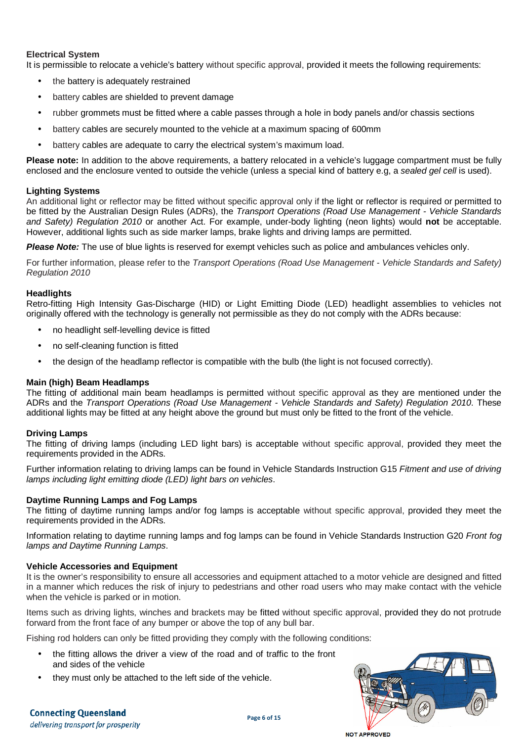### Electrical System

It is permissible to relocate a vehicle's battery without specific approval, provided it meets the following requirements:

- the battery is adequately restrained
- battery cables are shielded to prevent damage
- rubber grommets must be fitted where a cable passes through a hole in body panels and/or chassis sections
- battery cables are securely mounted to the vehicle at a maximum spacing of 600mm
- battery cables are adequate to carry the electrical system's maximum load.

**Please note:** In addition to the above requirements, a battery relocated in a vehicle's luggage compartment must be fully enclosed and the enclosure vented to outside the vehicle (unless a special kind of battery e.g, a *sealed gel cell* is used).

### Lighting Systems

An additional light or reflector may be fitted without specific approval only if the light or reflector is required or permitted to be fitted by the Australian Design Rules (ADRs), the *Transport Operations (Road Use Management - Vehicle Standards and Safety) Regulation 2010* or another Act. For example, under-body lighting (neon lights) would **not** be acceptable. However, additional lights such as side marker lamps, brake lights and driving lamps are permitted.

***Please Note:*** The use of blue lights is reserved for exempt vehicles such as police and ambulances vehicles only.

For further information, please refer to the *Transport Operations (Road Use Management - Vehicle Standards and Safety) Regulation 2010*

### Headlights

Retro-fitting High Intensity Gas-Discharge (HID) or Light Emitting Diode (LED) headlight assemblies to vehicles not originally offered with the technology is generally not permissible as they do not comply with the ADRs because:

- no headlight self-levelling device is fitted
- no self-cleaning function is fitted
- the design of the headlamp reflector is compatible with the bulb (the light is not focused correctly).

### Main (high) Beam Headlamps

The fitting of additional main beam headlamps is permitted without specific approval as they are mentioned under the ADRs and the *Transport Operations (Road Use Management - Vehicle Standards and Safety) Regulation 2010*. These additional lights may be fitted at any height above the ground but must only be fitted to the front of the vehicle.

### Driving Lamps

The fitting of driving lamps (including LED light bars) is acceptable without specific approval, provided they meet the requirements provided in the ADRs.

Further information relating to driving lamps can be found in Vehicle Standards Instruction G15 *Fitment and use of driving lamps including light emitting diode (LED) light bars on vehicles*.

### Daytime Running Lamps and Fog Lamps

The fitting of daytime running lamps and/or fog lamps is acceptable without specific approval, provided they meet the requirements provided in the ADRs.

Information relating to daytime running lamps and fog lamps can be found in Vehicle Standards Instruction G20 *Front fog lamps and Daytime Running Lamps*.

### Vehicle Accessories and Equipment

It is the owner's responsibility to ensure all accessories and equipment attached to a motor vehicle are designed and fitted in a manner which reduces the risk of injury to pedestrians and other road users who may make contact with the vehicle when the vehicle is parked or in motion.

Items such as driving lights, winches and brackets may be fitted without specific approval, provided they do not protrude forward from the front face of any bumper or above the top of any bull bar.

Fishing rod holders can only be fitted providing they comply with the following conditions:

- the fitting allows the driver a view of the road and of traffic to the front and sides of the vehicle
- they must only be attached to the left side of the vehicle.

NOT APPROVED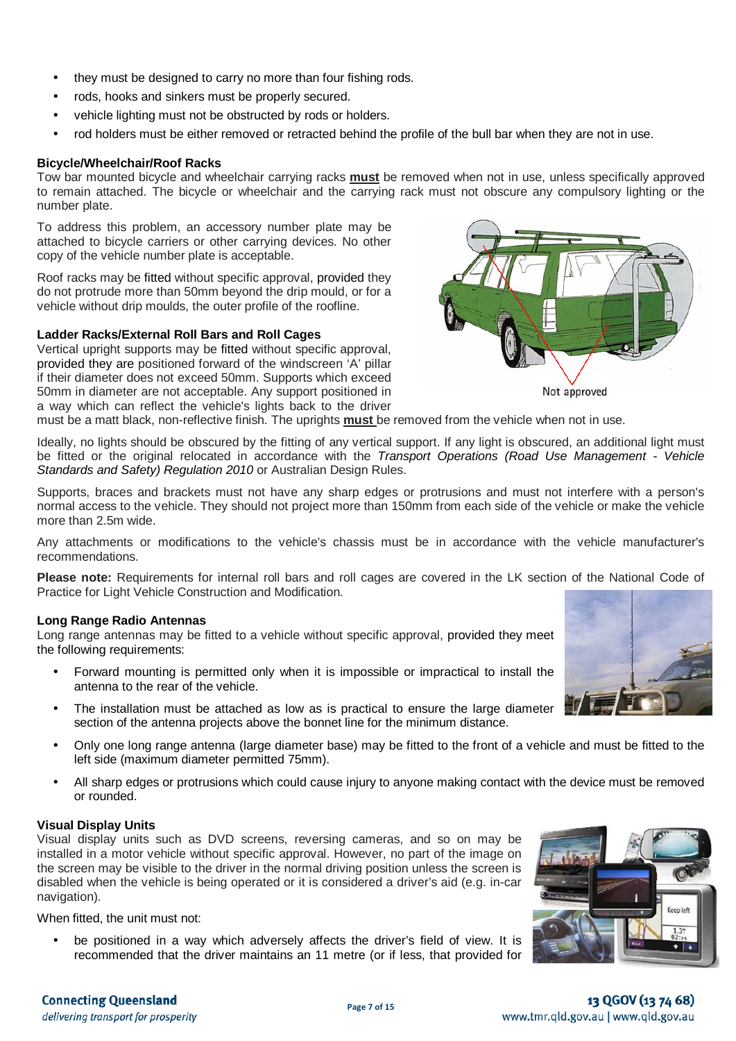- they must be designed to carry no more than four fishing rods.
- rods, hooks and sinkers must be properly secured.
- vehicle lighting must not be obstructed by rods or holders.
- rod holders must be either removed or retracted behind the profile of the bull bar when they are not in use.

**Bicycle/Wheelchair/Roof Racks**

Tow bar mounted bicycle and wheelchair carrying racks **must** be removed when not in use, unless specifically approved to remain attached. The bicycle or wheelchair and the carrying rack must not obscure any compulsory lighting or the number plate.

To address this problem, an accessory number plate may be attached to bicycle carriers or other carrying devices. No other copy of the vehicle number plate is acceptable.

Roof racks may be fitted without specific approval, provided they do not protrude more than 50mm beyond the drip mould, or for a vehicle without drip moulds, the outer profile of the roofline.

Not approved

**Ladder Racks/External Roll Bars and Roll Cages**

Vertical upright supports may be fitted without specific approval, provided they are positioned forward of the windscreen 'A' pillar if their diameter does not exceed 50mm. Supports which exceed 50mm in diameter are not acceptable. Any support positioned in a way which can reflect the vehicle's lights back to the driver must be a matt black, non-reflective finish. The uprights **must** be removed from the vehicle when not in use.

Ideally, no lights should be obscured by the fitting of any vertical support. If any light is obscured, an additional light must be fitted or the original relocated in accordance with the *Transport Operations (Road Use Management - Vehicle Standards and Safety) Regulation 2010* or Australian Design Rules.

Supports, braces and brackets must not have any sharp edges or protrusions and must not interfere with a person's normal access to the vehicle. They should not project more than 150mm from each side of the vehicle or make the vehicle more than 2.5m wide.

Any attachments or modifications to the vehicle's chassis must be in accordance with the vehicle manufacturer's recommendations.

**Please note:** Requirements for internal roll bars and roll cages are covered in the LK section of the National Code of Practice for Light Vehicle Construction and Modification.

**Long Range Radio Antennas**

Long range antennas may be fitted to a vehicle without specific approval, provided they meet the following requirements:

- Forward mounting is permitted only when it is impossible or impractical to install the antenna to the rear of the vehicle.
- The installation must be attached as low as is practical to ensure the large diameter section of the antenna projects above the bonnet line for the minimum distance.
- Only one long range antenna (large diameter base) may be fitted to the front of a vehicle and must be fitted to the left side (maximum diameter permitted 75mm).
- All sharp edges or protrusions which could cause injury to anyone making contact with the device must be removed or rounded.

**Visual Display Units**

Visual display units such as DVD screens, reversing cameras, and so on may be installed in a motor vehicle without specific approval. However, no part of the image on the screen may be visible to the driver in the normal driving position unless the screen is disabled when the vehicle is being operated or it is considered a driver's aid (e.g. in-car navigation).

When fitted, the unit must not:

- be positioned in a way which adversely affects the driver's field of view. It is recommended that the driver maintains an 11 metre (or if less, that provided for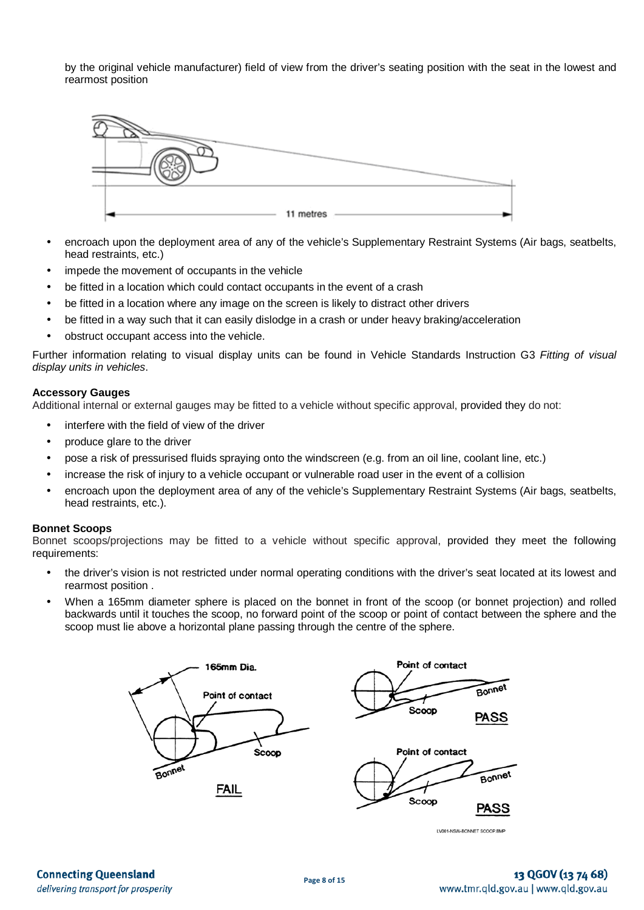by the original vehicle manufacturer) field of view from the driver's seating position with the seat in the lowest and rearmost position

- encroach upon the deployment area of any of the vehicle's Supplementary Restraint Systems (Air bags, seatbelts, head restraints, etc.)
- impede the movement of occupants in the vehicle
- be fitted in a location which could contact occupants in the event of a crash
- be fitted in a location where any image on the screen is likely to distract other drivers
- be fitted in a way such that it can easily dislodge in a crash or under heavy braking/acceleration
- obstruct occupant access into the vehicle.

Further information relating to visual display units can be found in Vehicle Standards Instruction G3 *Fitting of visual display units in vehicles*.

**Accessory Gauges**

Additional internal or external gauges may be fitted to a vehicle without specific approval, provided they do not:

- interfere with the field of view of the driver
- produce glare to the driver
- pose a risk of pressurised fluids spraying onto the windscreen (e.g. from an oil line, coolant line, etc.)
- increase the risk of injury to a vehicle occupant or vulnerable road user in the event of a collision
- encroach upon the deployment area of any of the vehicle's Supplementary Restraint Systems (Air bags, seatbelts, head restraints, etc.).

**Bonnet Scoops**

Bonnet scoops/projections may be fitted to a vehicle without specific approval, provided they meet the following requirements:

- the driver's vision is not restricted under normal operating conditions with the driver's seat located at its lowest and rearmost position .
- When a 165mm diameter sphere is placed on the bonnet in front of the scoop (or bonnet projection) and rolled backwards until it touches the scoop, no forward point of the scoop or point of contact between the sphere and the scoop must lie above a horizontal plane passing through the centre of the sphere.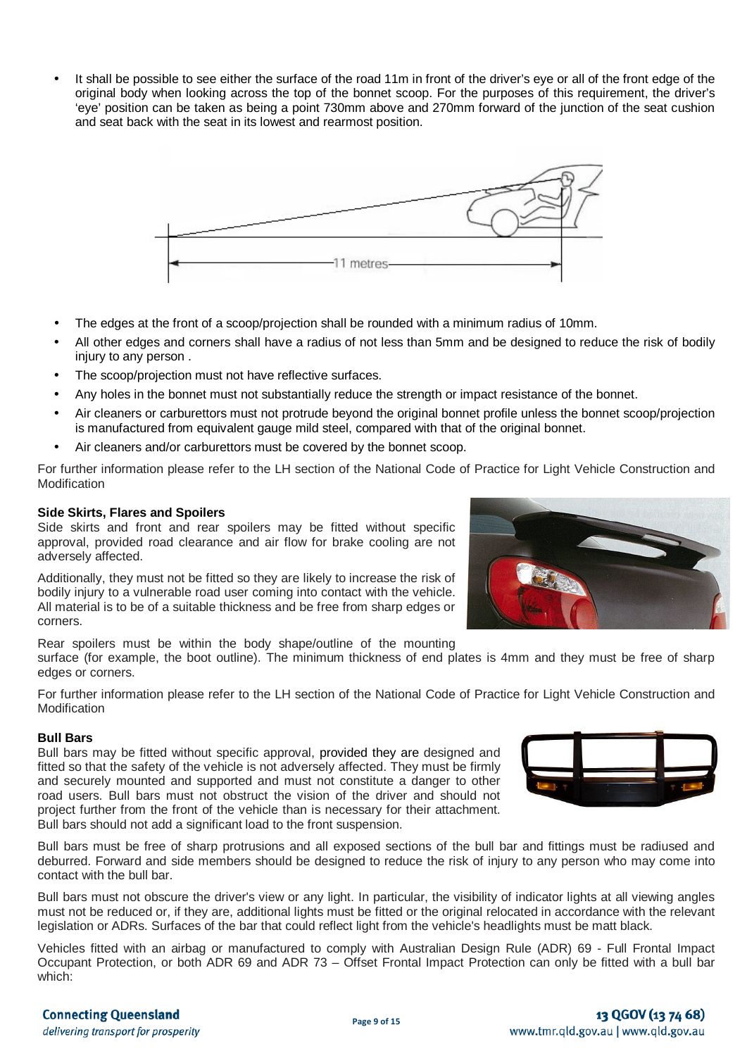- It shall be possible to see either the surface of the road 11m in front of the driver's eye or all of the front edge of the original body when looking across the top of the bonnet scoop. For the purposes of this requirement, the driver's 'eye' position can be taken as being a point 730mm above and 270mm forward of the junction of the seat cushion and seat back with the seat in its lowest and rearmost position.

- The edges at the front of a scoop/projection shall be rounded with a minimum radius of 10mm.
- All other edges and corners shall have a radius of not less than 5mm and be designed to reduce the risk of bodily injury to any person .
- The scoop/projection must not have reflective surfaces.
- Any holes in the bonnet must not substantially reduce the strength or impact resistance of the bonnet.
- Air cleaners or carburettors must not protrude beyond the original bonnet profile unless the bonnet scoop/projection is manufactured from equivalent gauge mild steel, compared with that of the original bonnet.
- Air cleaners and/or carburettors must be covered by the bonnet scoop.

For further information please refer to the LH section of the National Code of Practice for Light Vehicle Construction and Modification

**Side Skirts, Flares and Spoilers**

Side skirts and front and rear spoilers may be fitted without specific approval, provided road clearance and air flow for brake cooling are not adversely affected.

Additionally, they must not be fitted so they are likely to increase the risk of bodily injury to a vulnerable road user coming into contact with the vehicle. All material is to be of a suitable thickness and be free from sharp edges or corners.

Rear spoilers must be within the body shape/outline of the mounting surface (for example, the boot outline). The minimum thickness of end plates is 4mm and they must be free of sharp edges or corners.

For further information please refer to the LH section of the National Code of Practice for Light Vehicle Construction and Modification

**Bull Bars**

Bull bars may be fitted without specific approval, provided they are designed and fitted so that the safety of the vehicle is not adversely affected. They must be firmly and securely mounted and supported and must not constitute a danger to other road users. Bull bars must not obstruct the vision of the driver and should not project further from the front of the vehicle than is necessary for their attachment. Bull bars should not add a significant load to the front suspension.

Bull bars must be free of sharp protrusions and all exposed sections of the bull bar and fittings must be radiused and deburred. Forward and side members should be designed to reduce the risk of injury to any person who may come into contact with the bull bar.

Bull bars must not obscure the driver's view or any light. In particular, the visibility of indicator lights at all viewing angles must not be reduced or, if they are, additional lights must be fitted or the original relocated in accordance with the relevant legislation or ADRs. Surfaces of the bar that could reflect light from the vehicle's headlights must be matt black.

Vehicles fitted with an airbag or manufactured to comply with Australian Design Rule (ADR) 69 - Full Frontal Impact Occupant Protection, or both ADR 69 and ADR 73 – Offset Frontal Impact Protection can only be fitted with a bull bar which: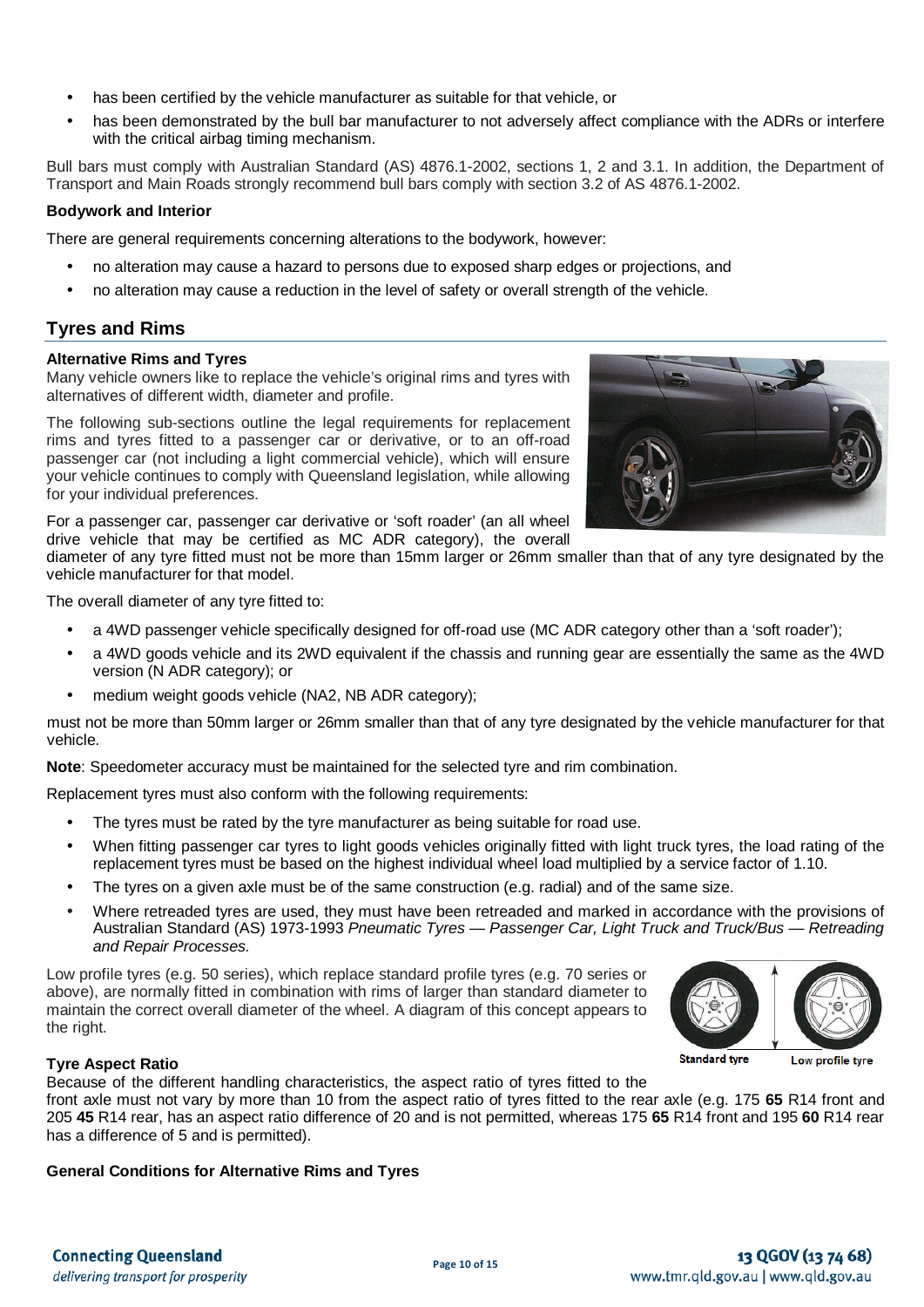- has been certified by the vehicle manufacturer as suitable for that vehicle, or
- has been demonstrated by the bull bar manufacturer to not adversely affect compliance with the ADRs or interfere with the critical airbag timing mechanism.

Bull bars must comply with Australian Standard (AS) 4876.1-2002, sections 1, 2 and 3.1. In addition, the Department of Transport and Main Roads strongly recommend bull bars comply with section 3.2 of AS 4876.1-2002.

**Bodywork and Interior**

There are general requirements concerning alterations to the bodywork, however:

- no alteration may cause a hazard to persons due to exposed sharp edges or projections, and
- no alteration may cause a reduction in the level of safety or overall strength of the vehicle.

## Tyres and Rims

**Alternative Rims and Tyres**

Many vehicle owners like to replace the vehicle's original rims and tyres with alternatives of different width, diameter and profile.

The following sub-sections outline the legal requirements for replacement rims and tyres fitted to a passenger car or derivative, or to an off-road passenger car (not including a light commercial vehicle), which will ensure your vehicle continues to comply with Queensland legislation, while allowing for your individual preferences.

For a passenger car, passenger car derivative or 'soft roader' (an all wheel drive vehicle that may be certified as MC ADR category), the overall diameter of any tyre fitted must not be more than 15mm larger or 26mm smaller than that of any tyre designated by the vehicle manufacturer for that model.

The overall diameter of any tyre fitted to:

- a 4WD passenger vehicle specifically designed for off-road use (MC ADR category other than a 'soft roader');
- a 4WD goods vehicle and its 2WD equivalent if the chassis and running gear are essentially the same as the 4WD version (N ADR category); or
- medium weight goods vehicle (NA2, NB ADR category);

must not be more than 50mm larger or 26mm smaller than that of any tyre designated by the vehicle manufacturer for that vehicle.

**Note**: Speedometer accuracy must be maintained for the selected tyre and rim combination.

Replacement tyres must also conform with the following requirements:

- The tyres must be rated by the tyre manufacturer as being suitable for road use.
- When fitting passenger car tyres to light goods vehicles originally fitted with light truck tyres, the load rating of the replacement tyres must be based on the highest individual wheel load multiplied by a service factor of 1.10.
- The tyres on a given axle must be of the same construction (e.g. radial) and of the same size.
- Where retreaded tyres are used, they must have been retreaded and marked in accordance with the provisions of Australian Standard (AS) 1973-1993 *Pneumatic Tyres — Passenger Car, Light Truck and Truck/Bus — Retreading and Repair Processes.*

Low profile tyres (e.g. 50 series), which replace standard profile tyres (e.g. 70 series or above), are normally fitted in combination with rims of larger than standard diameter to maintain the correct overall diameter of the wheel. A diagram of this concept appears to the right.

Standard tyre    Low profile tyre

**Tyre Aspect Ratio**

Because of the different handling characteristics, the aspect ratio of tyres fitted to the front axle must not vary by more than 10 from the aspect ratio of tyres fitted to the rear axle (e.g. 175 **65** R14 front and 205 **45** R14 rear, has an aspect ratio difference of 20 and is not permitted, whereas 175 **65** R14 front and 195 **60** R14 rear has a difference of 5 and is permitted).

**General Conditions for Alternative Rims and Tyres**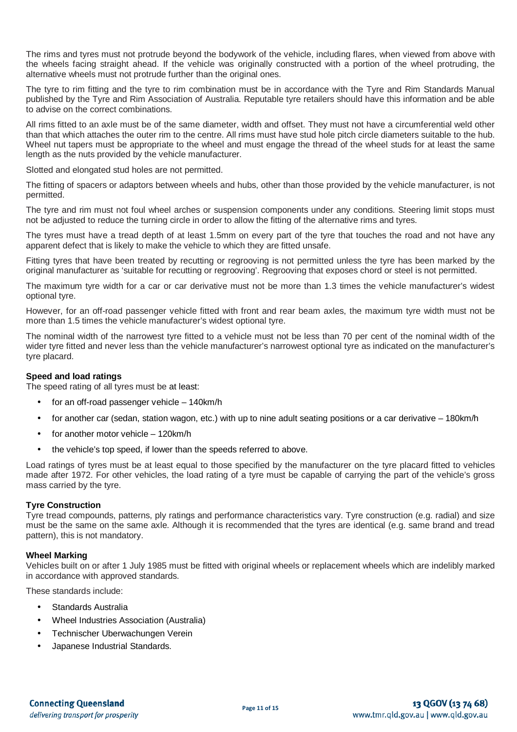The rims and tyres must not protrude beyond the bodywork of the vehicle, including flares, when viewed from above with the wheels facing straight ahead. If the vehicle was originally constructed with a portion of the wheel protruding, the alternative wheels must not protrude further than the original ones.

The tyre to rim fitting and the tyre to rim combination must be in accordance with the Tyre and Rim Standards Manual published by the Tyre and Rim Association of Australia. Reputable tyre retailers should have this information and be able to advise on the correct combinations.

All rims fitted to an axle must be of the same diameter, width and offset. They must not have a circumferential weld other than that which attaches the outer rim to the centre. All rims must have stud hole pitch circle diameters suitable to the hub. Wheel nut tapers must be appropriate to the wheel and must engage the thread of the wheel studs for at least the same length as the nuts provided by the vehicle manufacturer.

Slotted and elongated stud holes are not permitted.

The fitting of spacers or adaptors between wheels and hubs, other than those provided by the vehicle manufacturer, is not permitted.

The tyre and rim must not foul wheel arches or suspension components under any conditions. Steering limit stops must not be adjusted to reduce the turning circle in order to allow the fitting of the alternative rims and tyres.

The tyres must have a tread depth of at least 1.5mm on every part of the tyre that touches the road and not have any apparent defect that is likely to make the vehicle to which they are fitted unsafe.

Fitting tyres that have been treated by recutting or regrooving is not permitted unless the tyre has been marked by the original manufacturer as 'suitable for recutting or regrooving'. Regrooving that exposes chord or steel is not permitted.

The maximum tyre width for a car or car derivative must not be more than 1.3 times the vehicle manufacturer's widest optional tyre.

However, for an off-road passenger vehicle fitted with front and rear beam axles, the maximum tyre width must not be more than 1.5 times the vehicle manufacturer's widest optional tyre.

The nominal width of the narrowest tyre fitted to a vehicle must not be less than 70 per cent of the nominal width of the wider tyre fitted and never less than the vehicle manufacturer's narrowest optional tyre as indicated on the manufacturer's tyre placard.

**Speed and load ratings**

The speed rating of all tyres must be at least:

- for an off-road passenger vehicle – 140km/h
- for another car (sedan, station wagon, etc.) with up to nine adult seating positions or a car derivative – 180km/h
- for another motor vehicle – 120km/h
- the vehicle's top speed, if lower than the speeds referred to above.

Load ratings of tyres must be at least equal to those specified by the manufacturer on the tyre placard fitted to vehicles made after 1972. For other vehicles, the load rating of a tyre must be capable of carrying the part of the vehicle's gross mass carried by the tyre.

**Tyre Construction**

Tyre tread compounds, patterns, ply ratings and performance characteristics vary. Tyre construction (e.g. radial) and size must be the same on the same axle. Although it is recommended that the tyres are identical (e.g. same brand and tread pattern), this is not mandatory.

**Wheel Marking**

Vehicles built on or after 1 July 1985 must be fitted with original wheels or replacement wheels which are indelibly marked in accordance with approved standards.

These standards include:

- Standards Australia
- Wheel Industries Association (Australia)
- Technischer Uberwachungen Verein
- Japanese Industrial Standards.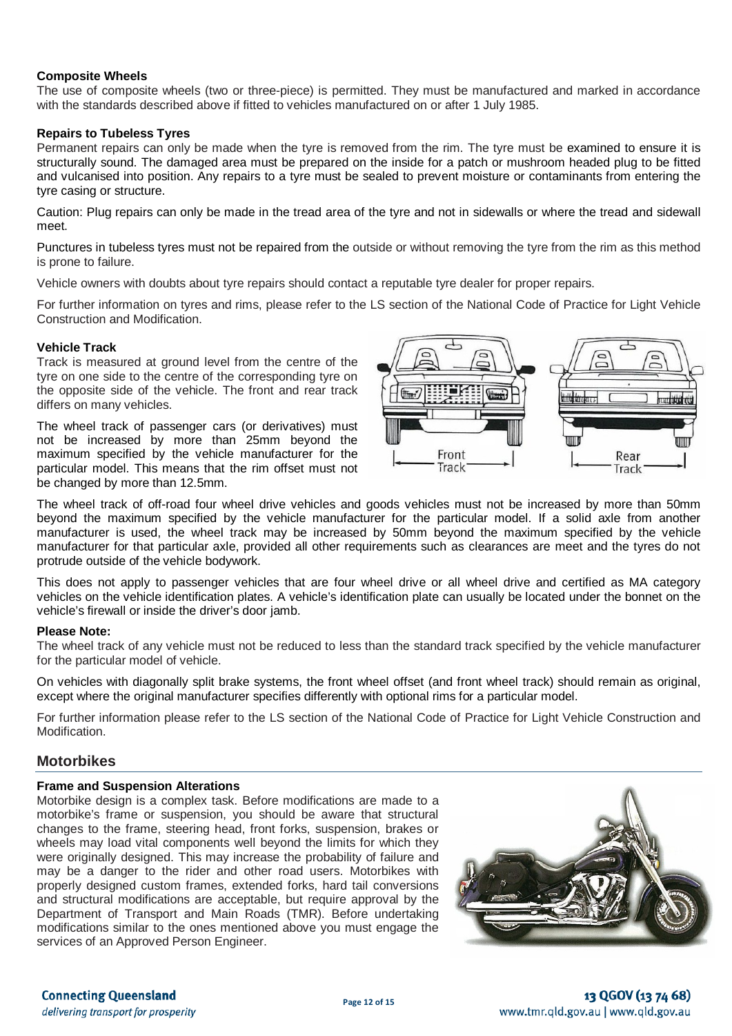**Composite Wheels**

The use of composite wheels (two or three-piece) is permitted. They must be manufactured and marked in accordance with the standards described above if fitted to vehicles manufactured on or after 1 July 1985.

**Repairs to Tubeless Tyres**

Permanent repairs can only be made when the tyre is removed from the rim. The tyre must be examined to ensure it is structurally sound. The damaged area must be prepared on the inside for a patch or mushroom headed plug to be fitted and vulcanised into position. Any repairs to a tyre must be sealed to prevent moisture or contaminants from entering the tyre casing or structure.

Caution: Plug repairs can only be made in the tread area of the tyre and not in sidewalls or where the tread and sidewall meet.

Punctures in tubeless tyres must not be repaired from the outside or without removing the tyre from the rim as this method is prone to failure.

Vehicle owners with doubts about tyre repairs should contact a reputable tyre dealer for proper repairs.

For further information on tyres and rims, please refer to the LS section of the National Code of Practice for Light Vehicle Construction and Modification.

**Vehicle Track**

Track is measured at ground level from the centre of the tyre on one side to the centre of the corresponding tyre on the opposite side of the vehicle. The front and rear track differs on many vehicles.

The wheel track of passenger cars (or derivatives) must not be increased by more than 25mm beyond the maximum specified by the vehicle manufacturer for the particular model. This means that the rim offset must not be changed by more than 12.5mm.

The wheel track of off-road four wheel drive vehicles and goods vehicles must not be increased by more than 50mm beyond the maximum specified by the vehicle manufacturer for the particular model. If a solid axle from another manufacturer is used, the wheel track may be increased by 50mm beyond the maximum specified by the vehicle manufacturer for that particular axle, provided all other requirements such as clearances are meet and the tyres do not protrude outside of the vehicle bodywork.

This does not apply to passenger vehicles that are four wheel drive or all wheel drive and certified as MA category vehicles on the vehicle identification plates. A vehicle's identification plate can usually be located under the bonnet on the vehicle's firewall or inside the driver's door jamb.

**Please Note:**

The wheel track of any vehicle must not be reduced to less than the standard track specified by the vehicle manufacturer for the particular model of vehicle.

On vehicles with diagonally split brake systems, the front wheel offset (and front wheel track) should remain as original, except where the original manufacturer specifies differently with optional rims for a particular model.

For further information please refer to the LS section of the National Code of Practice for Light Vehicle Construction and Modification.

## Motorbikes

**Frame and Suspension Alterations**

Motorbike design is a complex task. Before modifications are made to a motorbike's frame or suspension, you should be aware that structural changes to the frame, steering head, front forks, suspension, brakes or wheels may load vital components well beyond the limits for which they were originally designed. This may increase the probability of failure and may be a danger to the rider and other road users. Motorbikes with properly designed custom frames, extended forks, hard tail conversions and structural modifications are acceptable, but require approval by the Department of Transport and Main Roads (TMR). Before undertaking modifications similar to the ones mentioned above you must engage the services of an Approved Person Engineer.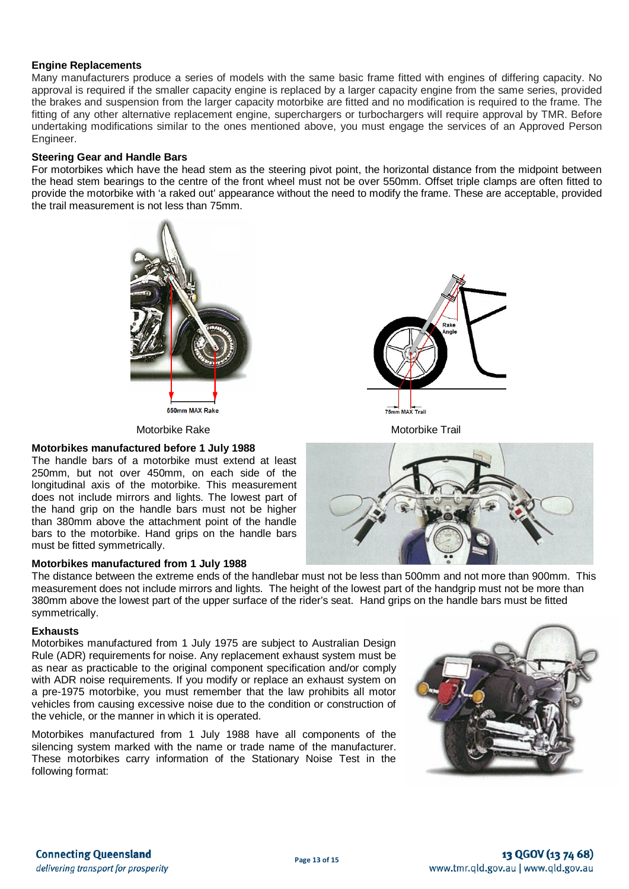**Engine Replacements**

Many manufacturers produce a series of models with the same basic frame fitted with engines of differing capacity. No approval is required if the smaller capacity engine is replaced by a larger capacity engine from the same series, provided the brakes and suspension from the larger capacity motorbike are fitted and no modification is required to the frame. The fitting of any other alternative replacement engine, superchargers or turbochargers will require approval by TMR. Before undertaking modifications similar to the ones mentioned above, you must engage the services of an Approved Person Engineer.

**Steering Gear and Handle Bars**

For motorbikes which have the head stem as the steering pivot point, the horizontal distance from the midpoint between the head stem bearings to the centre of the front wheel must not be over 550mm. Offset triple clamps are often fitted to provide the motorbike with 'a raked out' appearance without the need to modify the frame. These are acceptable, provided the trail measurement is not less than 75mm.

550mm MAX Rake

Motorbike Rake

Rake Angle

75mm MAX Trail

Motorbike Trail

**Motorbikes manufactured before 1 July 1988**

The handle bars of a motorbike must extend at least 250mm, but not over 450mm, on each side of the longitudinal axis of the motorbike. This measurement does not include mirrors and lights. The lowest part of the hand grip on the handle bars must not be higher than 380mm above the attachment point of the handle bars to the motorbike. Hand grips on the handle bars must be fitted symmetrically.

**Motorbikes manufactured from 1 July 1988**

The distance between the extreme ends of the handlebar must not be less than 500mm and not more than 900mm. This measurement does not include mirrors and lights. The height of the lowest part of the handgrip must not be more than 380mm above the lowest part of the upper surface of the rider's seat. Hand grips on the handle bars must be fitted symmetrically.

**Exhausts**

Motorbikes manufactured from 1 July 1975 are subject to Australian Design Rule (ADR) requirements for noise. Any replacement exhaust system must be as near as practicable to the original component specification and/or comply with ADR noise requirements. If you modify or replace an exhaust system on a pre-1975 motorbike, you must remember that the law prohibits all motor vehicles from causing excessive noise due to the condition or construction of the vehicle, or the manner in which it is operated.

Motorbikes manufactured from 1 July 1988 have all components of the silencing system marked with the name or trade name of the manufacturer. These motorbikes carry information of the Stationary Noise Test in the following format: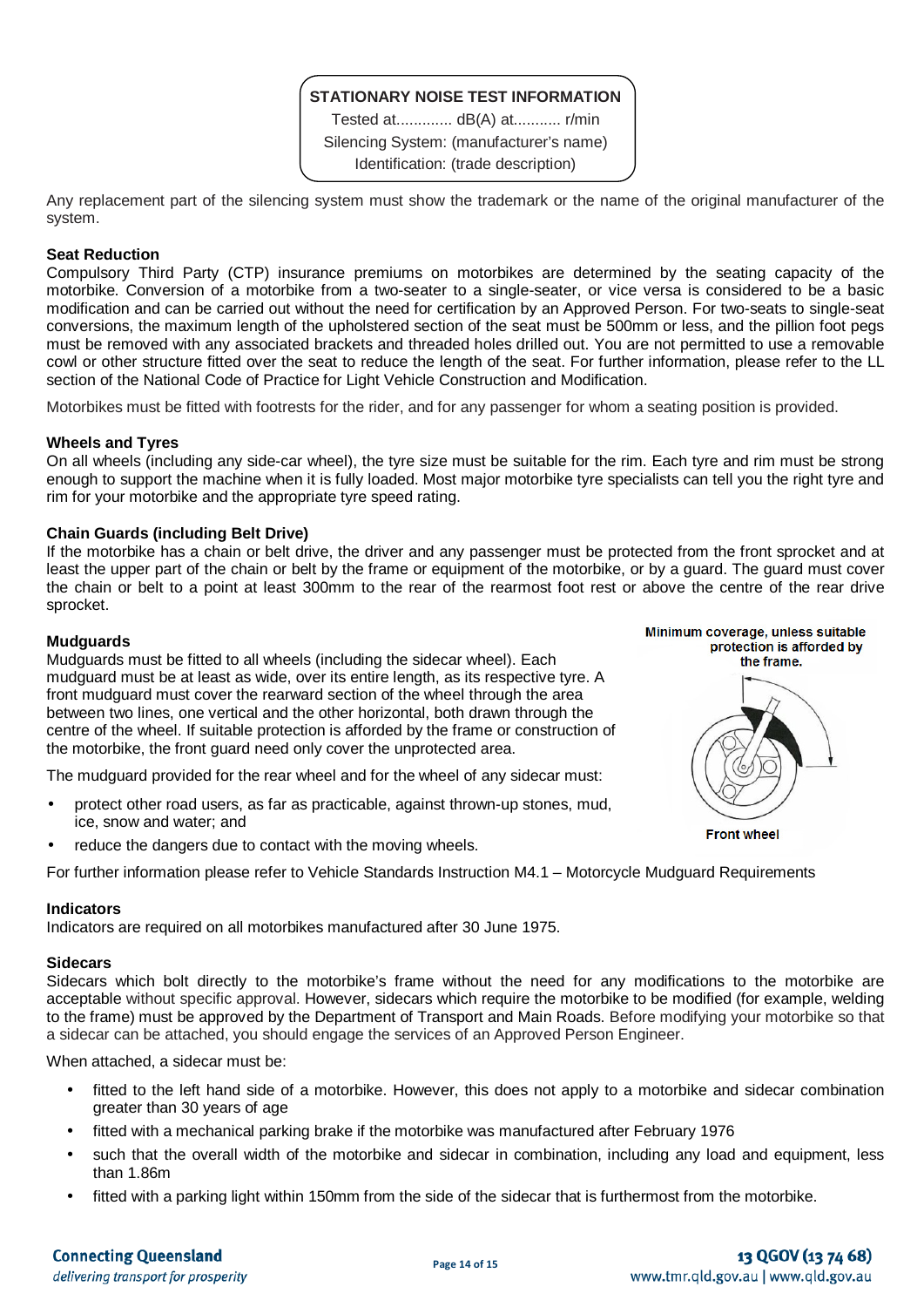**STATIONARY NOISE TEST INFORMATION**
Tested at............. dB(A) at........... r/min
Silencing System: (manufacturer's name)
Identification: (trade description)

Any replacement part of the silencing system must show the trademark or the name of the original manufacturer of the system.

### Seat Reduction

Compulsory Third Party (CTP) insurance premiums on motorbikes are determined by the seating capacity of the motorbike. Conversion of a motorbike from a two-seater to a single-seater, or vice versa is considered to be a basic modification and can be carried out without the need for certification by an Approved Person. For two-seats to single-seat conversions, the maximum length of the upholstered section of the seat must be 500mm or less, and the pillion foot pegs must be removed with any associated brackets and threaded holes drilled out. You are not permitted to use a removable cowl or other structure fitted over the seat to reduce the length of the seat. For further information, please refer to the LL section of the National Code of Practice for Light Vehicle Construction and Modification.

Motorbikes must be fitted with footrests for the rider, and for any passenger for whom a seating position is provided.

### Wheels and Tyres

On all wheels (including any side-car wheel), the tyre size must be suitable for the rim. Each tyre and rim must be strong enough to support the machine when it is fully loaded. Most major motorbike tyre specialists can tell you the right tyre and rim for your motorbike and the appropriate tyre speed rating.

### Chain Guards (including Belt Drive)

If the motorbike has a chain or belt drive, the driver and any passenger must be protected from the front sprocket and at least the upper part of the chain or belt by the frame or equipment of the motorbike, or by a guard. The guard must cover the chain or belt to a point at least 300mm to the rear of the rearmost foot rest or above the centre of the rear drive sprocket.

### Mudguards

Mudguards must be fitted to all wheels (including the sidecar wheel). Each mudguard must be at least as wide, over its entire length, as its respective tyre. A front mudguard must cover the rearward section of the wheel through the area between two lines, one vertical and the other horizontal, both drawn through the centre of the wheel. If suitable protection is afforded by the frame or construction of the motorbike, the front guard need only cover the unprotected area.

Minimum coverage, unless suitable protection is afforded by the frame.

Front wheel

The mudguard provided for the rear wheel and for the wheel of any sidecar must:

- protect other road users, as far as practicable, against thrown-up stones, mud, ice, snow and water; and
- reduce the dangers due to contact with the moving wheels.

For further information please refer to Vehicle Standards Instruction M4.1 – Motorcycle Mudguard Requirements

### Indicators

Indicators are required on all motorbikes manufactured after 30 June 1975.

### Sidecars

Sidecars which bolt directly to the motorbike's frame without the need for any modifications to the motorbike are acceptable without specific approval. However, sidecars which require the motorbike to be modified (for example, welding to the frame) must be approved by the Department of Transport and Main Roads. Before modifying your motorbike so that a sidecar can be attached, you should engage the services of an Approved Person Engineer.

When attached, a sidecar must be:

- fitted to the left hand side of a motorbike. However, this does not apply to a motorbike and sidecar combination greater than 30 years of age
- fitted with a mechanical parking brake if the motorbike was manufactured after February 1976
- such that the overall width of the motorbike and sidecar in combination, including any load and equipment, less than 1.86m
- fitted with a parking light within 150mm from the side of the sidecar that is furthermost from the motorbike.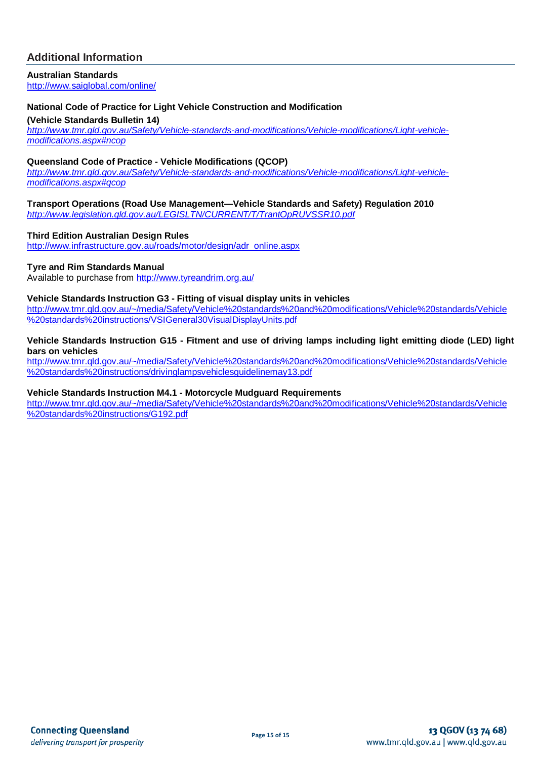## Additional Information

**Australian Standards**
http://www.saiglobal.com/online/

**National Code of Practice for Light Vehicle Construction and Modification (Vehicle Standards Bulletin 14)**
*http://www.tmr.qld.gov.au/Safety/Vehicle-standards-and-modifications/Vehicle-modifications/Light-vehicle-modifications.aspx#ncop*

**Queensland Code of Practice - Vehicle Modifications (QCOP)**
*http://www.tmr.qld.gov.au/Safety/Vehicle-standards-and-modifications/Vehicle-modifications/Light-vehicle-modifications.aspx#qcop*

**Transport Operations (Road Use Management—Vehicle Standards and Safety) Regulation 2010**
*http://www.legislation.qld.gov.au/LEGISLTN/CURRENT/T/TrantOpRUVSSR10.pdf*

**Third Edition Australian Design Rules**
http://www.infrastructure.gov.au/roads/motor/design/adr_online.aspx

**Tyre and Rim Standards Manual**
Available to purchase from http://www.tyreandrim.org.au/

**Vehicle Standards Instruction G3 - Fitting of visual display units in vehicles**
http://www.tmr.qld.gov.au/~/media/Safety/Vehicle%20standards%20and%20modifications/Vehicle%20standards/Vehicle%20standards%20instructions/VSIGeneral30VisualDisplayUnits.pdf

**Vehicle Standards Instruction G15 - Fitment and use of driving lamps including light emitting diode (LED) light bars on vehicles**
http://www.tmr.qld.gov.au/~/media/Safety/Vehicle%20standards%20and%20modifications/Vehicle%20standards/Vehicle%20standards%20instructions/drivinglampsvehiclesguidelinemay13.pdf

**Vehicle Standards Instruction M4.1 - Motorcycle Mudguard Requirements**
http://www.tmr.qld.gov.au/~/media/Safety/Vehicle%20standards%20and%20modifications/Vehicle%20standards/Vehicle%20standards%20instructions/G192.pdf